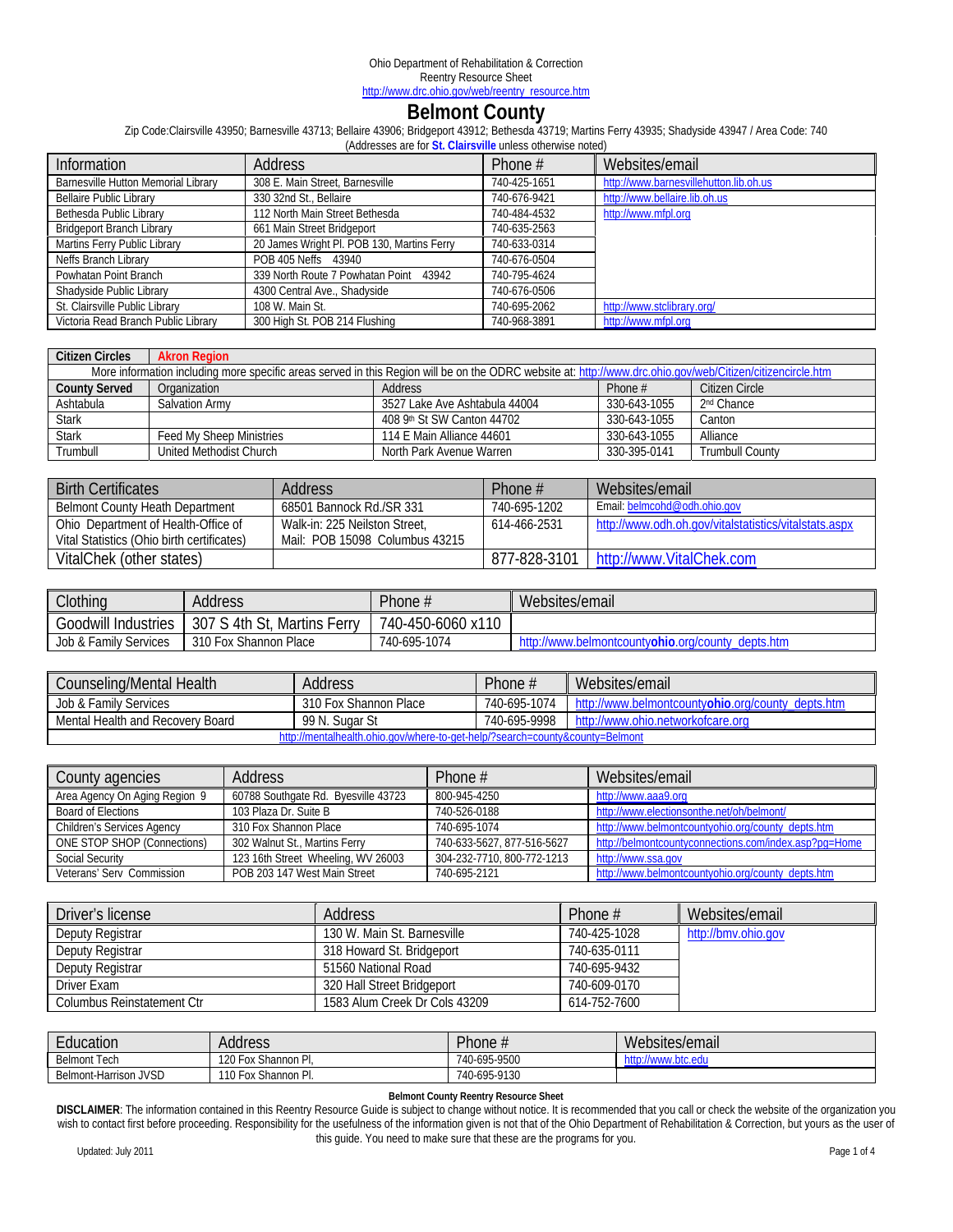Ohio Department of Rehabilitation & Correction
Reentry Resource Sheet
http://www.drc.ohio.gov/web/reentry_resource.htm

# Belmont County

Zip Code:Clairsville 43950; Barnesville 43713; Bellaire 43906; Bridgeport 43912; Bethesda 43719; Martins Ferry 43935; Shadyside 43947 / Area Code: 740
(Addresses are for **St. Clairsville** unless otherwise noted)

| Information | Address | Phone # | Websites/email |
|---|---|---|---|
| Barnesville Hutton Memorial Library | 308 E. Main Street, Barnesville | 740-425-1651 | http://www.barnesvillehutton.lib.oh.us |
| Bellaire Public Library | 330 32nd St., Bellaire | 740-676-9421 | http://www.bellaire.lib.oh.us |
| Bethesda Public Library | 112 North Main Street Bethesda | 740-484-4532 | http://www.mfpl.org |
| Bridgeport Branch Library | 661 Main Street Bridgeport | 740-635-2563 | |
| Martins Ferry Public Library | 20 James Wright Pl. POB 130, Martins Ferry | 740-633-0314 | |
| Neffs Branch Library | POB 405 Neffs 43940 | 740-676-0504 | |
| Powhatan Point Branch | 339 North Route 7 Powhatan Point 43942 | 740-795-4624 | |
| Shadyside Public Library | 4300 Central Ave., Shadyside | 740-676-0506 | |
| St. Clairsville Public Library | 108 W. Main St. | 740-695-2062 | http://www.stclibrary.org/ |
| Victoria Read Branch Public Library | 300 High St. POB 214 Flushing | 740-968-3891 | http://www.mfpl.org |

| Citizen Circles | Akron Region | | | |
|---|---|---|---|---|
| More information including more specific areas served in this Region will be on the ODRC website at: http://www.drc.ohio.gov/web/Citizen/citizencircle.htm | | | | |
| **County Served** | Organization | Address | Phone # | Citizen Circle |
| Ashtabula | Salvation Army | 3527 Lake Ave Ashtabula 44004 | 330-643-1055 | 2nd Chance |
| Stark | | 408 9th St SW Canton 44702 | 330-643-1055 | Canton |
| Stark | Feed My Sheep Ministries | 114 E Main Alliance 44601 | 330-643-1055 | Alliance |
| Trumbull | United Methodist Church | North Park Avenue Warren | 330-395-0141 | Trumbull County |

| Birth Certificates | Address | Phone # | Websites/email |
|---|---|---|---|
| Belmont County Heath Department | 68501 Bannock Rd./SR 331 | 740-695-1202 | Email: belmcohd@odh.ohio.gov |
| Ohio Department of Health-Office of Vital Statistics (Ohio birth certificates) | Walk-in: 225 Neilston Street, Mail: POB 15098 Columbus 43215 | 614-466-2531 | http://www.odh.oh.gov/vitalstatistics/vitalstats.aspx |
| VitalChek (other states) | | 877-828-3101 | http://www.VitalChek.com |

| Clothing | Address | Phone # | Websites/email |
|---|---|---|---|
| Goodwill Industries | 307 S 4th St, Martins Ferry | 740-450-6060 x110 | |
| Job & Family Services | 310 Fox Shannon Place | 740-695-1074 | http://www.belmontcountyohio.org/county_depts.htm |

| Counseling/Mental Health | Address | Phone # | Websites/email |
|---|---|---|---|
| Job & Family Services | 310 Fox Shannon Place | 740-695-1074 | http://www.belmontcountyohio.org/county_depts.htm |
| Mental Health and Recovery Board | 99 N. Sugar St | 740-695-9998 | http://www.ohio.networkofcare.org |
| http://mentalhealth.ohio.gov/where-to-get-help/?search=county&county=Belmont | | | |

| County agencies | Address | Phone # | Websites/email |
|---|---|---|---|
| Area Agency On Aging Region 9 | 60788 Southgate Rd. Byesville 43723 | 800-945-4250 | http://www.aaa9.org |
| Board of Elections | 103 Plaza Dr. Suite B | 740-526-0188 | http://www.electionsonthe.net/oh/belmont/ |
| Children's Services Agency | 310 Fox Shannon Place | 740-695-1074 | http://www.belmontcountyohio.org/county_depts.htm |
| ONE STOP SHOP (Connections) | 302 Walnut St., Martins Ferry | 740-633-5627, 877-516-5627 | http://belmontcountyconnections.com/index.asp?pg=Home |
| Social Security | 123 16th Street Wheeling, WV 26003 | 304-232-7710, 800-772-1213 | http://www.ssa.gov |
| Veterans' Serv Commission | POB 203 147 West Main Street | 740-695-2121 | http://www.belmontcountyohio.org/county_depts.htm |

| Driver's license | Address | Phone # | Websites/email |
|---|---|---|---|
| Deputy Registrar | 130 W. Main St. Barnesville | 740-425-1028 | http://bmv.ohio.gov |
| Deputy Registrar | 318 Howard St. Bridgeport | 740-635-0111 | |
| Deputy Registrar | 51560 National Road | 740-695-9432 | |
| Driver Exam | 320 Hall Street Bridgeport | 740-609-0170 | |
| Columbus Reinstatement Ctr | 1583 Alum Creek Dr Cols 43209 | 614-752-7600 | |

| Education | Address | Phone # | Websites/email |
|---|---|---|---|
| Belmont Tech | 120 Fox Shannon Pl, | 740-695-9500 | http://www.btc.edu |
| Belmont-Harrison JVSD | 110 Fox Shannon Pl. | 740-695-9130 | |

**Belmont County Reentry Resource Sheet**

**DISCLAIMER**: The information contained in this Reentry Resource Guide is subject to change without notice. It is recommended that you call or check the website of the organization you wish to contact first before proceeding. Responsibility for the usefulness of the information given is not that of the Ohio Department of Rehabilitation & Correction, but yours as the user of this guide. You need to make sure that these are the programs for you.

Updated: July 2011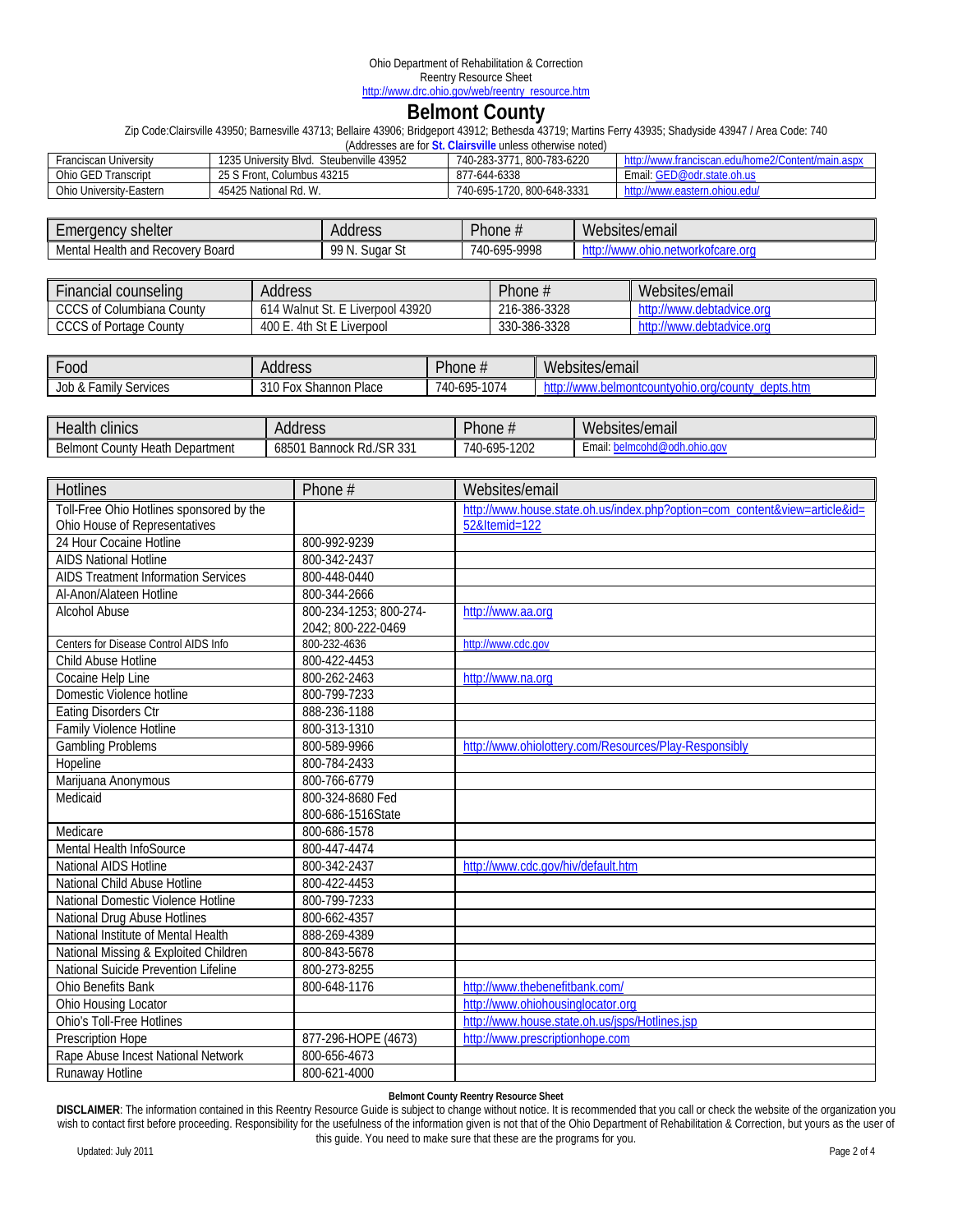Ohio Department of Rehabilitation & Correction
Reentry Resource Sheet
http://www.drc.ohio.gov/web/reentry_resource.htm

# Belmont County

Zip Code:Clairsville 43950; Barnesville 43713; Bellaire 43906; Bridgeport 43912; Bethesda 43719; Martins Ferry 43935; Shadyside 43947 / Area Code: 740
(Addresses are for **St. Clairsville** unless otherwise noted)

| | | | |
|---|---|---|---|
| Franciscan University | 1235 University Blvd. Steubenville 43952 | 740-283-3771, 800-783-6220 | http://www.franciscan.edu/home2/Content/main.aspx |
| Ohio GED Transcript | 25 S Front, Columbus 43215 | 877-644-6338 | Email: GED@odr.state.oh.us |
| Ohio University-Eastern | 45425 National Rd. W. | 740-695-1720, 800-648-3331 | http://www.eastern.ohiou.edu/ |

| Emergency shelter | Address | Phone # | Websites/email |
|---|---|---|---|
| Mental Health and Recovery Board | 99 N. Sugar St | 740-695-9998 | http://www.ohio.networkofcare.org |

| Financial counseling | Address | Phone # | Websites/email |
|---|---|---|---|
| CCCS of Columbiana County | 614 Walnut St. E Liverpool 43920 | 216-386-3328 | http://www.debtadvice.org |
| CCCS of Portage County | 400 E. 4th St E Liverpool | 330-386-3328 | http://www.debtadvice.org |

| Food | Address | Phone # | Websites/email |
|---|---|---|---|
| Job & Family Services | 310 Fox Shannon Place | 740-695-1074 | http://www.belmontcountyohio.org/county_depts.htm |

| Health clinics | Address | Phone # | Websites/email |
|---|---|---|---|
| Belmont County Heath Department | 68501 Bannock Rd./SR 331 | 740-695-1202 | Email: belmcohd@odh.ohio.gov |

| Hotlines | Phone # | Websites/email |
|---|---|---|
| Toll-Free Ohio Hotlines sponsored by the Ohio House of Representatives | | http://www.house.state.oh.us/index.php?option=com_content&view=article&id=52&Itemid=122 |
| 24 Hour Cocaine Hotline | 800-992-9239 | |
| AIDS National Hotline | 800-342-2437 | |
| AIDS Treatment Information Services | 800-448-0440 | |
| Al-Anon/Alateen Hotline | 800-344-2666 | |
| Alcohol Abuse | 800-234-1253; 800-274-2042; 800-222-0469 | http://www.aa.org |
| Centers for Disease Control AIDS Info | 800-232-4636 | http://www.cdc.gov |
| Child Abuse Hotline | 800-422-4453 | |
| Cocaine Help Line | 800-262-2463 | http://www.na.org |
| Domestic Violence hotline | 800-799-7233 | |
| Eating Disorders Ctr | 888-236-1188 | |
| Family Violence Hotline | 800-313-1310 | |
| Gambling Problems | 800-589-9966 | http://www.ohiolottery.com/Resources/Play-Responsibly |
| Hopeline | 800-784-2433 | |
| Marijuana Anonymous | 800-766-6779 | |
| Medicaid | 800-324-8680 Fed 800-686-1516State | |
| Medicare | 800-686-1578 | |
| Mental Health InfoSource | 800-447-4474 | |
| National AIDS Hotline | 800-342-2437 | http://www.cdc.gov/hiv/default.htm |
| National Child Abuse Hotline | 800-422-4453 | |
| National Domestic Violence Hotline | 800-799-7233 | |
| National Drug Abuse Hotlines | 800-662-4357 | |
| National Institute of Mental Health | 888-269-4389 | |
| National Missing & Exploited Children | 800-843-5678 | |
| National Suicide Prevention Lifeline | 800-273-8255 | |
| Ohio Benefits Bank | 800-648-1176 | http://www.thebenefitbank.com/ |
| Ohio Housing Locator | | http://www.ohiohousinglocator.org |
| Ohio's Toll-Free Hotlines | | http://www.house.state.oh.us/jsps/Hotlines.jsp |
| Prescription Hope | 877-296-HOPE (4673) | http://www.prescriptionhope.com |
| Rape Abuse Incest National Network | 800-656-4673 | |
| Runaway Hotline | 800-621-4000 | |

**Belmont County Reentry Resource Sheet**

**DISCLAIMER**: The information contained in this Reentry Resource Guide is subject to change without notice. It is recommended that you call or check the website of the organization you wish to contact first before proceeding. Responsibility for the usefulness of the information given is not that of the Ohio Department of Rehabilitation & Correction, but yours as the user of this guide. You need to make sure that these are the programs for you.

Updated: July 2011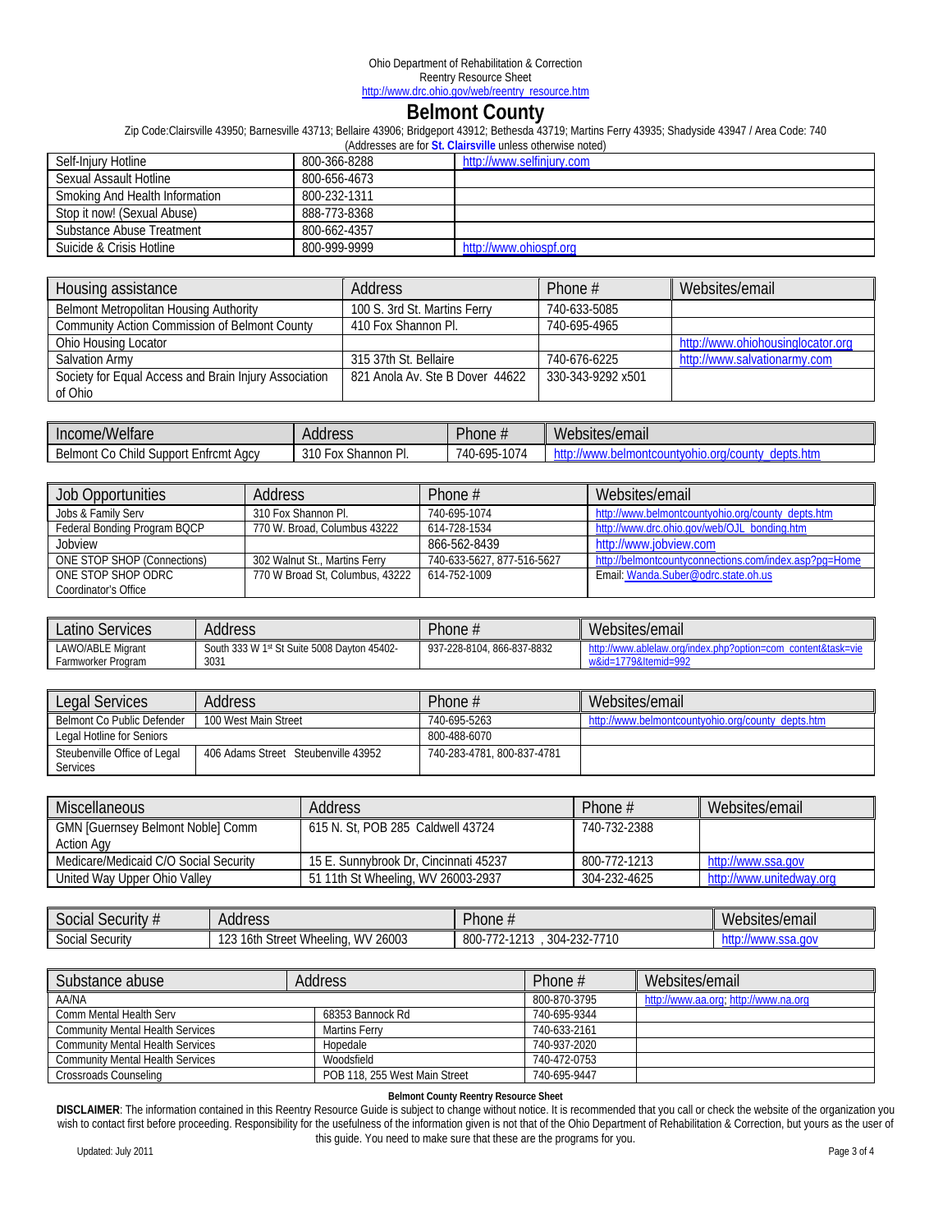Ohio Department of Rehabilitation & Correction
Reentry Resource Sheet
http://www.drc.ohio.gov/web/reentry_resource.htm

# Belmont County

Zip Code:Clairsville 43950; Barnesville 43713; Bellaire 43906; Bridgeport 43912; Bethesda 43719; Martins Ferry 43935; Shadyside 43947 / Area Code: 740

(Addresses are for **St. Clairsville** unless otherwise noted)

| | | |
|---|---|---|
| Self-Injury Hotline | 800-366-8288 | http://www.selfinjury.com |
| Sexual Assault Hotline | 800-656-4673 | |
| Smoking And Health Information | 800-232-1311 | |
| Stop it now! (Sexual Abuse) | 888-773-8368 | |
| Substance Abuse Treatment | 800-662-4357 | |
| Suicide & Crisis Hotline | 800-999-9999 | http://www.ohiospf.org |

| Housing assistance | Address | Phone # | Websites/email |
|---|---|---|---|
| Belmont Metropolitan Housing Authority | 100 S. 3rd St. Martins Ferry | 740-633-5085 | |
| Community Action Commission of Belmont County | 410 Fox Shannon Pl. | 740-695-4965 | |
| Ohio Housing Locator | | | http://www.ohiohousinglocator.org |
| Salvation Army | 315 37th St. Bellaire | 740-676-6225 | http://www.salvationarmy.com |
| Society for Equal Access and Brain Injury Association of Ohio | 821 Anola Av. Ste B Dover 44622 | 330-343-9292 x501 | |

| Income/Welfare | Address | Phone # | Websites/email |
|---|---|---|---|
| Belmont Co Child Support Enfrcmt Agcy | 310 Fox Shannon Pl. | 740-695-1074 | http://www.belmontcountyohio.org/county_depts.htm |

| Job Opportunities | Address | Phone # | Websites/email |
|---|---|---|---|
| Jobs & Family Serv | 310 Fox Shannon Pl. | 740-695-1074 | http://www.belmontcountyohio.org/county_depts.htm |
| Federal Bonding Program BQCP | 770 W. Broad, Columbus 43222 | 614-728-1534 | http://www.drc.ohio.gov/web/OJL_bonding.htm |
| Jobview | | 866-562-8439 | http://www.jobview.com |
| ONE STOP SHOP (Connections) | 302 Walnut St., Martins Ferry | 740-633-5627, 877-516-5627 | http://belmontcountyconnections.com/index.asp?pg=Home |
| ONE STOP SHOP ODRC Coordinator's Office | 770 W Broad St, Columbus, 43222 | 614-752-1009 | Email: Wanda.Suber@odrc.state.oh.us |

| Latino Services | Address | Phone # | Websites/email |
|---|---|---|---|
| LAWO/ABLE Migrant Farmworker Program | South 333 W 1st St Suite 5008 Dayton 45402-3031 | 937-228-8104, 866-837-8832 | http://www.ablelaw.org/index.php?option=com_content&task=view&id=1779&Itemid=992 |

| Legal Services | Address | Phone # | Websites/email |
|---|---|---|---|
| Belmont Co Public Defender | 100 West Main Street | 740-695-5263 | http://www.belmontcountyohio.org/county_depts.htm |
| Legal Hotline for Seniors | | 800-488-6070 | |
| Steubenville Office of Legal Services | 406 Adams Street Steubenville 43952 | 740-283-4781, 800-837-4781 | |

| Miscellaneous | Address | Phone # | Websites/email |
|---|---|---|---|
| GMN [Guernsey Belmont Noble] Comm Action Agy | 615 N. St, POB 285 Caldwell 43724 | 740-732-2388 | |
| Medicare/Medicaid C/O Social Security | 15 E. Sunnybrook Dr, Cincinnati 45237 | 800-772-1213 | http://www.ssa.gov |
| United Way Upper Ohio Valley | 51 11th St Wheeling, WV 26003-2937 | 304-232-4625 | http://www.unitedway.org |

| Social Security # | Address | Phone # | Websites/email |
|---|---|---|---|
| Social Security | 123 16th Street Wheeling, WV 26003 | 800-772-1213 , 304-232-7710 | http://www.ssa.gov |

| Substance abuse | Address | Phone # | Websites/email |
|---|---|---|---|
| AA/NA | | 800-870-3795 | http://www.aa.org; http://www.na.org |
| Comm Mental Health Serv | 68353 Bannock Rd | 740-695-9344 | |
| Community Mental Health Services | Martins Ferry | 740-633-2161 | |
| Community Mental Health Services | Hopedale | 740-937-2020 | |
| Community Mental Health Services | Woodsfield | 740-472-0753 | |
| Crossroads Counseling | POB 118, 255 West Main Street | 740-695-9447 | |

**Belmont County Reentry Resource Sheet**

**DISCLAIMER**: The information contained in this Reentry Resource Guide is subject to change without notice. It is recommended that you call or check the website of the organization you wish to contact first before proceeding. Responsibility for the usefulness of the information given is not that of the Ohio Department of Rehabilitation & Correction, but yours as the user of this guide. You need to make sure that these are the programs for you.

Updated: July 2011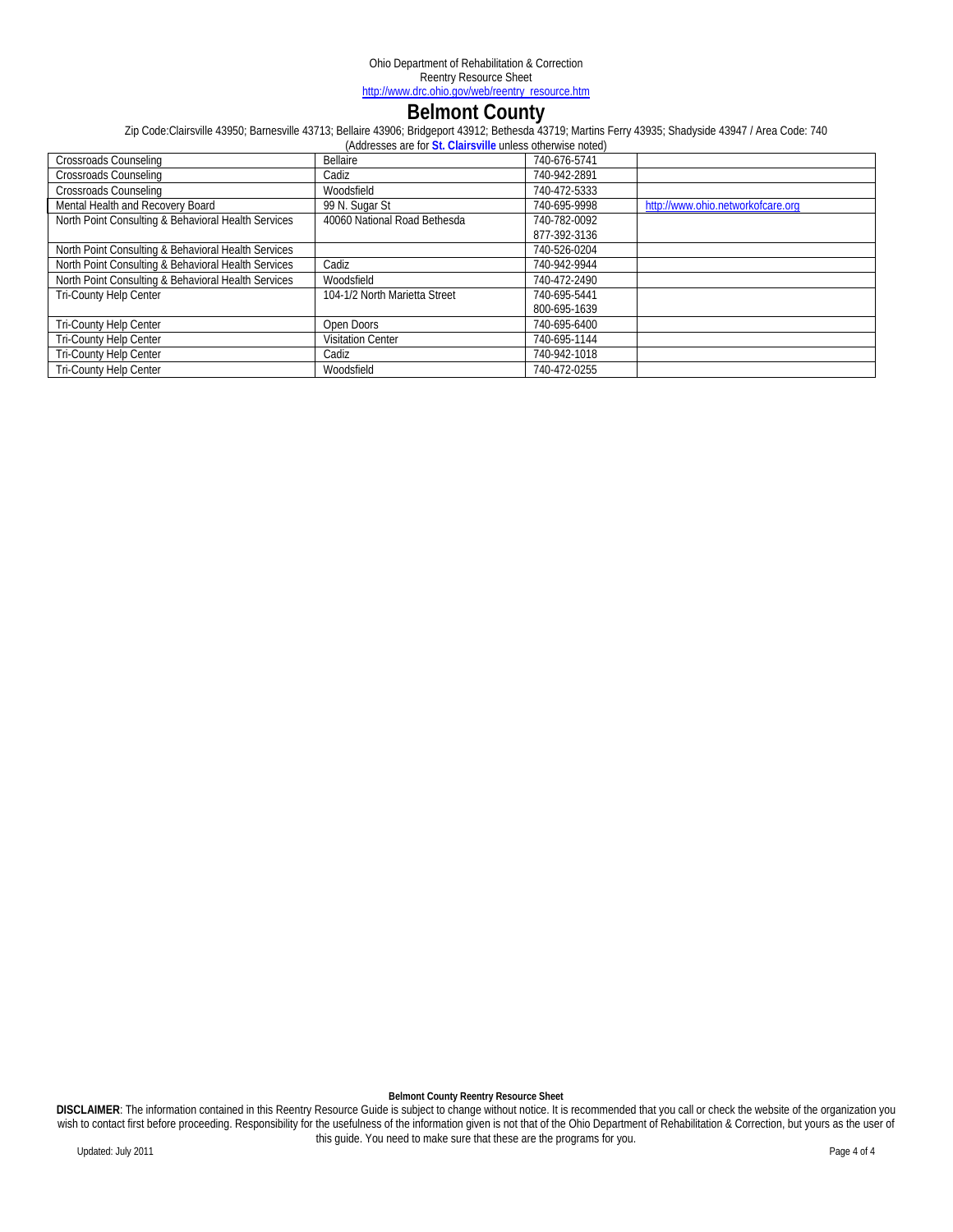Ohio Department of Rehabilitation & Correction
Reentry Resource Sheet
http://www.drc.ohio.gov/web/reentry_resource.htm

# Belmont County

Zip Code:Clairsville 43950; Barnesville 43713; Bellaire 43906; Bridgeport 43912; Bethesda 43719; Martins Ferry 43935; Shadyside 43947 / Area Code: 740

(Addresses are for **St. Clairsville** unless otherwise noted)

| | | | |
|---|---|---|---|
| Crossroads Counseling | Bellaire | 740-676-5741 | |
| Crossroads Counseling | Cadiz | 740-942-2891 | |
| Crossroads Counseling | Woodsfield | 740-472-5333 | |
| Mental Health and Recovery Board | 99 N. Sugar St | 740-695-9998 | http://www.ohio.networkofcare.org |
| North Point Consulting & Behavioral Health Services | 40060 National Road Bethesda | 740-782-0092<br>877-392-3136 | |
| North Point Consulting & Behavioral Health Services | | 740-526-0204 | |
| North Point Consulting & Behavioral Health Services | Cadiz | 740-942-9944 | |
| North Point Consulting & Behavioral Health Services | Woodsfield | 740-472-2490 | |
| Tri-County Help Center | 104-1/2 North Marietta Street | 740-695-5441<br>800-695-1639 | |
| Tri-County Help Center | Open Doors | 740-695-6400 | |
| Tri-County Help Center | Visitation Center | 740-695-1144 | |
| Tri-County Help Center | Cadiz | 740-942-1018 | |
| Tri-County Help Center | Woodsfield | 740-472-0255 | |

**Belmont County Reentry Resource Sheet**

**DISCLAIMER**: The information contained in this Reentry Resource Guide is subject to change without notice. It is recommended that you call or check the website of the organization you wish to contact first before proceeding. Responsibility for the usefulness of the information given is not that of the Ohio Department of Rehabilitation & Correction, but yours as the user of this guide. You need to make sure that these are the programs for you.

Updated: July 2011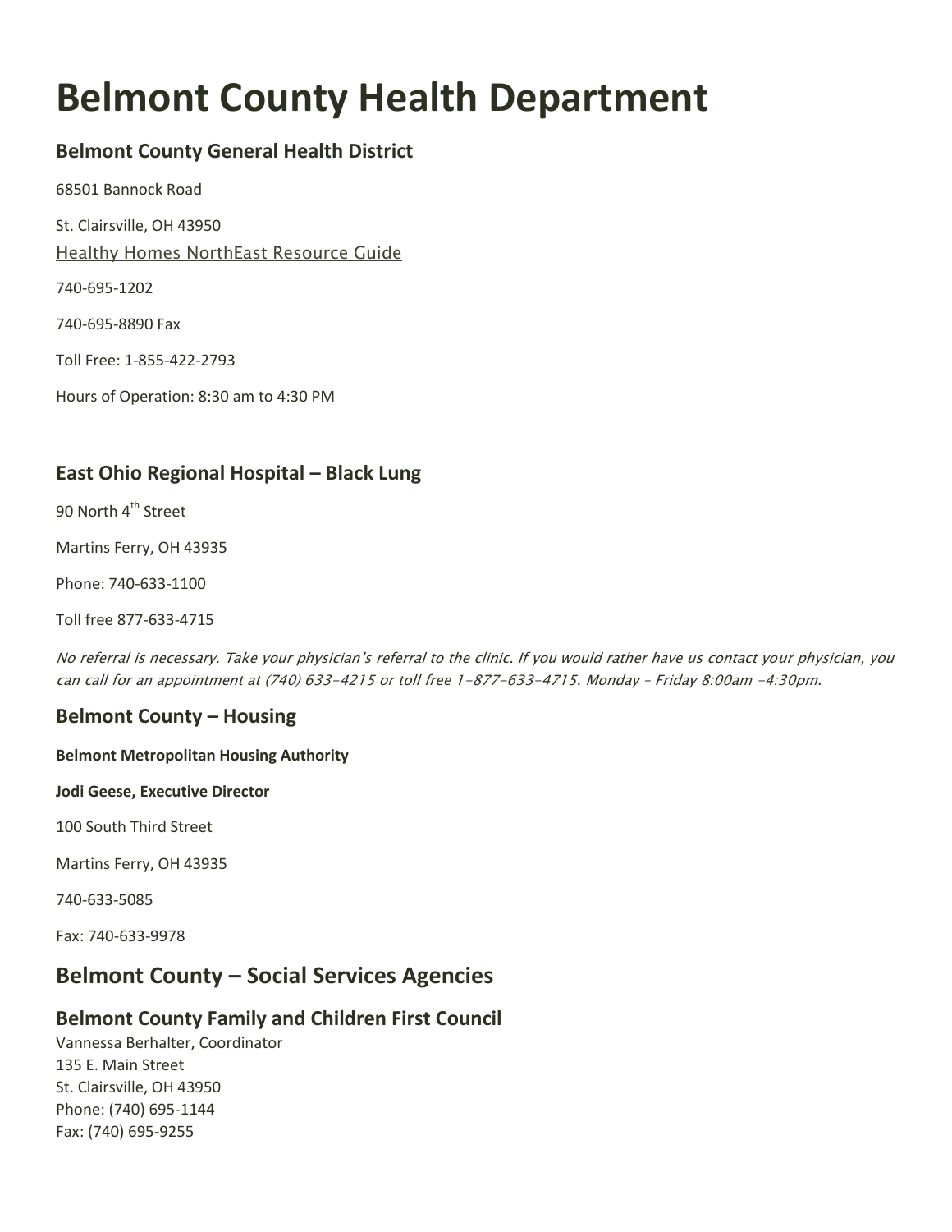# Belmont County Health Department

### Belmont County General Health District

68501 Bannock Road

St. Clairsville, OH 43950

Healthy Homes NorthEast Resource Guide

740-695-1202

740-695-8890 Fax

Toll Free: 1-855-422-2793

Hours of Operation: 8:30 am to 4:30 PM

### East Ohio Regional Hospital – Black Lung

90 North 4th Street

Martins Ferry, OH 43935

Phone: 740-633-1100

Toll free 877-633-4715

*No referral is necessary. Take your physician's referral to the clinic. If you would rather have us contact your physician, you can call for an appointment at (740) 633-4215 or toll free 1-877-633-4715. Monday – Friday 8:00am -4:30pm.*

### Belmont County – Housing

**Belmont Metropolitan Housing Authority**

**Jodi Geese, Executive Director**

100 South Third Street

Martins Ferry, OH 43935

740-633-5085

Fax: 740-633-9978

## Belmont County – Social Services Agencies

### Belmont County Family and Children First Council

Vannessa Berhalter, Coordinator
135 E. Main Street
St. Clairsville, OH 43950
Phone: (740) 695-1144
Fax: (740) 695-9255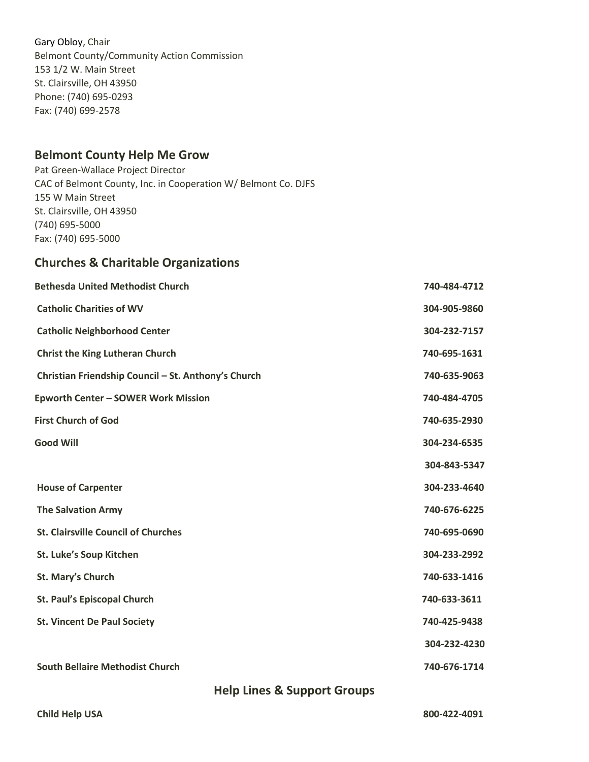Gary Obloy, Chair
Belmont County/Community Action Commission
153 1/2 W. Main Street
St. Clairsville, OH 43950
Phone: (740) 695-0293
Fax: (740) 699-2578

## Belmont County Help Me Grow

Pat Green-Wallace Project Director
CAC of Belmont County, Inc. in Cooperation W/ Belmont Co. DJFS
155 W Main Street
St. Clairsville, OH 43950
(740) 695-5000
Fax: (740) 695-5000

## Churches & Charitable Organizations

| | |
|---|---|
| **Bethesda United Methodist Church** | **740-484-4712** |
| **Catholic Charities of WV** | **304-905-9860** |
| **Catholic Neighborhood Center** | **304-232-7157** |
| **Christ the King Lutheran Church** | **740-695-1631** |
| **Christian Friendship Council – St. Anthony's Church** | **740-635-9063** |
| **Epworth Center – SOWER Work Mission** | **740-484-4705** |
| **First Church of God** | **740-635-2930** |
| **Good Will** | **304-234-6535** |
| | **304-843-5347** |
| **House of Carpenter** | **304-233-4640** |
| **The Salvation Army** | **740-676-6225** |
| **St. Clairsville Council of Churches** | **740-695-0690** |
| **St. Luke's Soup Kitchen** | **304-233-2992** |
| **St. Mary's Church** | **740-633-1416** |
| **St. Paul's Episcopal Church** | **740-633-3611** |
| **St. Vincent De Paul Society** | **740-425-9438** |
| | **304-232-4230** |
| **South Bellaire Methodist Church** | **740-676-1714** |

## Help Lines & Support Groups

| | |
|---|---|
| **Child Help USA** | **800-422-4091** |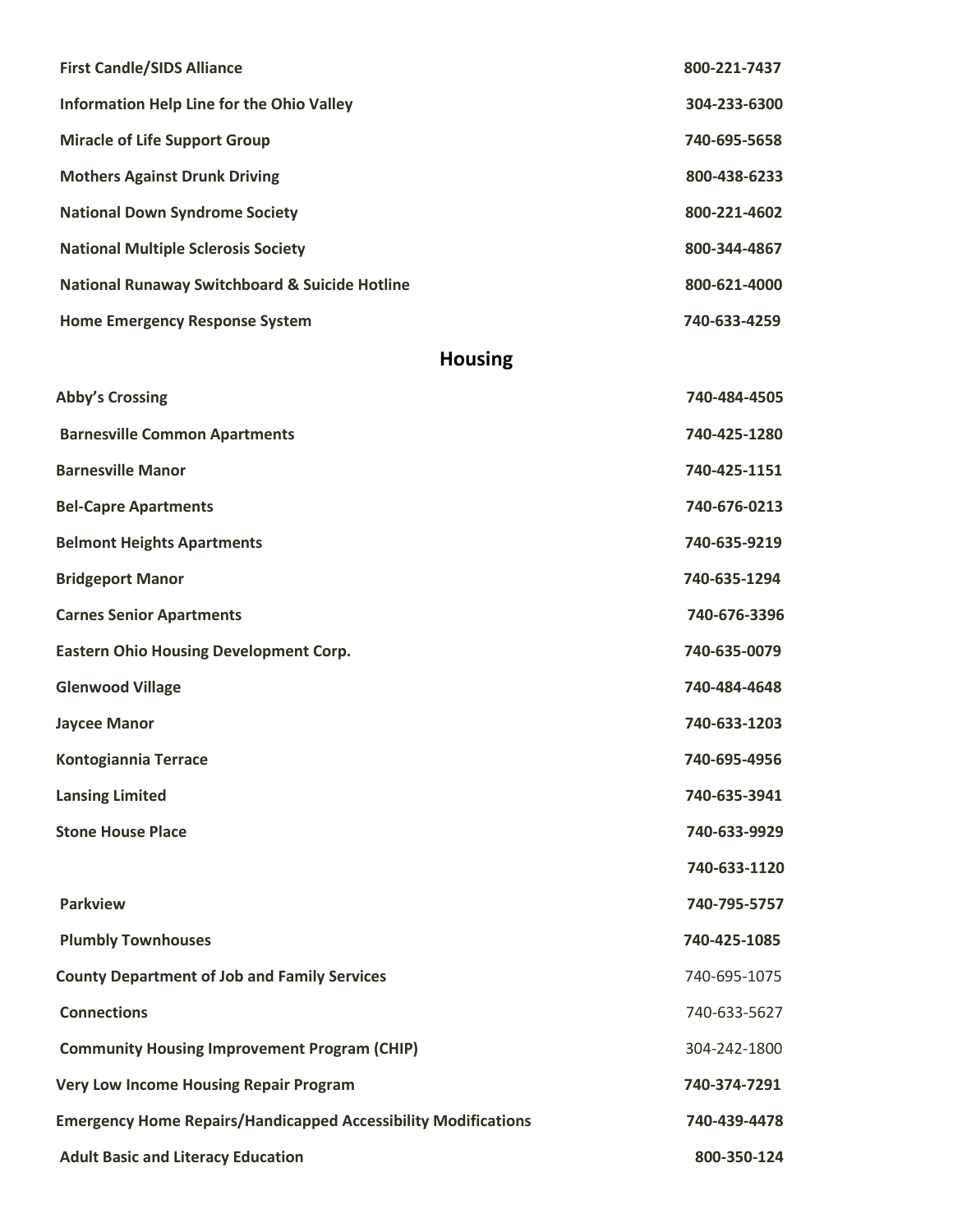**First Candle/SIDS Alliance** **800-221-7437**

**Information Help Line for the Ohio Valley** **304-233-6300**

**Miracle of Life Support Group** **740-695-5658**

**Mothers Against Drunk Driving** **800-438-6233**

**National Down Syndrome Society** **800-221-4602**

**National Multiple Sclerosis Society** **800-344-4867**

**National Runaway Switchboard & Suicide Hotline** **800-621-4000**

**Home Emergency Response System** **740-633-4259**

## Housing

**Abby's Crossing** **740-484-4505**

**Barnesville Common Apartments** **740-425-1280**

**Barnesville Manor** **740-425-1151**

**Bel-Capre Apartments** **740-676-0213**

**Belmont Heights Apartments** **740-635-9219**

**Bridgeport Manor** **740-635-1294**

**Carnes Senior Apartments** **740-676-3396**

**Eastern Ohio Housing Development Corp.** **740-635-0079**

**Glenwood Village** **740-484-4648**

**Jaycee Manor** **740-633-1203**

**Kontogiannia Terrace** **740-695-4956**

**Lansing Limited** **740-635-3941**

**Stone House Place** **740-633-9929**

**740-633-1120**

**Parkview** **740-795-5757**

**Plumbly Townhouses** **740-425-1085**

**County Department of Job and Family Services** 740-695-1075

**Connections** 740-633-5627

**Community Housing Improvement Program (CHIP)** 304-242-1800

**Very Low Income Housing Repair Program** **740-374-7291**

**Emergency Home Repairs/Handicapped Accessibility Modifications** **740-439-4478**

**Adult Basic and Literacy Education** **800-350-124**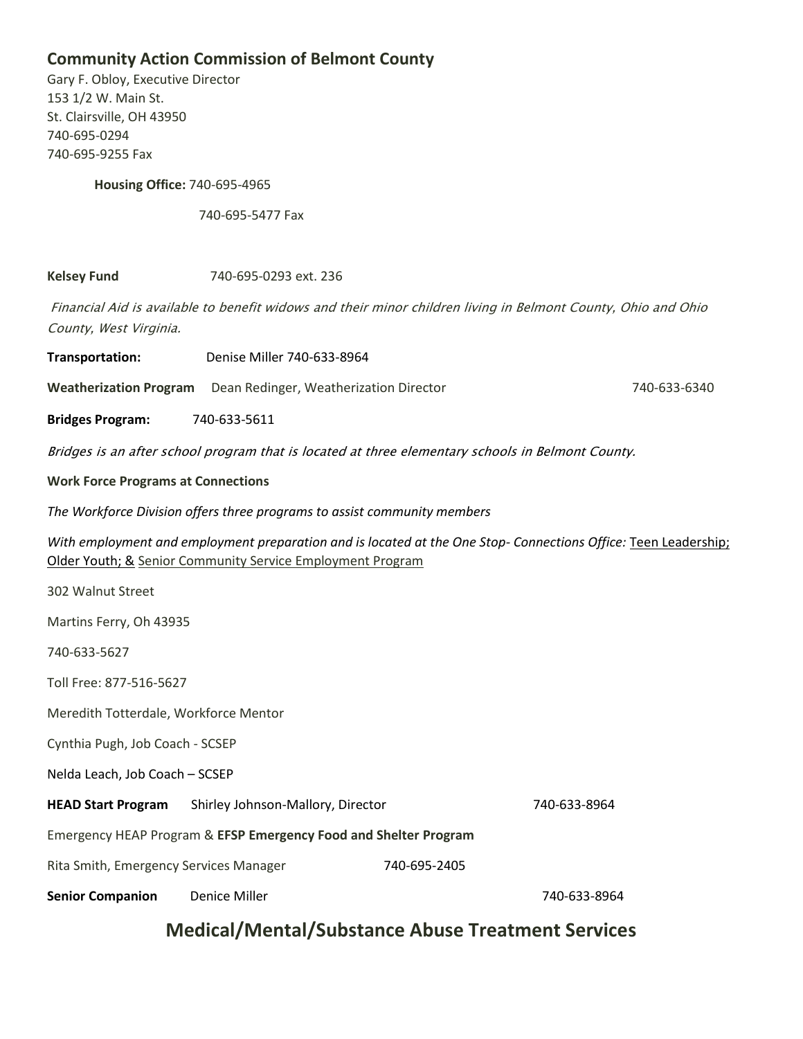## Community Action Commission of Belmont County

Gary F. Obloy, Executive Director
153 1/2 W. Main St.
St. Clairsville, OH 43950
740-695-0294
740-695-9255 Fax

**Housing Office:** 740-695-4965

740-695-5477 Fax

**Kelsey Fund** 740-695-0293 ext. 236

*Financial Aid is available to benefit widows and their minor children living in Belmont County, Ohio and Ohio County, West Virginia.*

**Transportation:** Denise Miller 740-633-8964

**Weatherization Program** Dean Redinger, Weatherization Director 740-633-6340

**Bridges Program:** 740-633-5611

*Bridges is an after school program that is located at three elementary schools in Belmont County.*

**Work Force Programs at Connections**

*The Workforce Division offers three programs to assist community members*

*With employment and employment preparation and is located at the One Stop- Connections Office:* Teen Leadership; Older Youth; & Senior Community Service Employment Program

302 Walnut Street

Martins Ferry, Oh 43935

740-633-5627

Toll Free: 877-516-5627

Meredith Totterdale, Workforce Mentor

Cynthia Pugh, Job Coach - SCSEP

Nelda Leach, Job Coach – SCSEP

**HEAD Start Program** Shirley Johnson-Mallory, Director 740-633-8964

Emergency HEAP Program & **EFSP Emergency Food and Shelter Program**

Rita Smith, Emergency Services Manager 740-695-2405

**Senior Companion** Denice Miller 740-633-8964

## Medical/Mental/Substance Abuse Treatment Services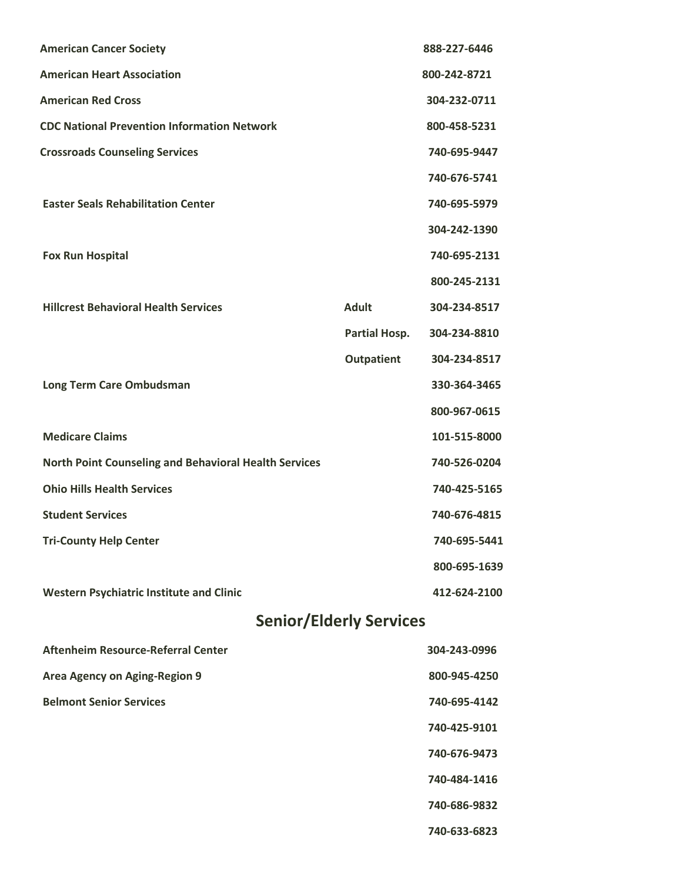| | | |
|---|---|---|
| **American Cancer Society** | | **888-227-6446** |
| **American Heart Association** | | **800-242-8721** |
| **American Red Cross** | | **304-232-0711** |
| **CDC National Prevention Information Network** | | **800-458-5231** |
| **Crossroads Counseling Services** | | **740-695-9447** |
| | | **740-676-5741** |
| **Easter Seals Rehabilitation Center** | | **740-695-5979** |
| | | **304-242-1390** |
| **Fox Run Hospital** | | **740-695-2131** |
| | | **800-245-2131** |
| **Hillcrest Behavioral Health Services** | **Adult** | **304-234-8517** |
| | **Partial Hosp.** | **304-234-8810** |
| | **Outpatient** | **304-234-8517** |
| **Long Term Care Ombudsman** | | **330-364-3465** |
| | | **800-967-0615** |
| **Medicare Claims** | | **101-515-8000** |
| **North Point Counseling and Behavioral Health Services** | | **740-526-0204** |
| **Ohio Hills Health Services** | | **740-425-5165** |
| **Student Services** | | **740-676-4815** |
| **Tri-County Help Center** | | **740-695-5441** |
| | | **800-695-1639** |
| **Western Psychiatric Institute and Clinic** | | **412-624-2100** |

## Senior/Elderly Services

| | |
|---|---|
| **Aftenheim Resource-Referral Center** | **304-243-0996** |
| **Area Agency on Aging-Region 9** | **800-945-4250** |
| **Belmont Senior Services** | **740-695-4142** |
| | **740-425-9101** |
| | **740-676-9473** |
| | **740-484-1416** |
| | **740-686-9832** |
| | **740-633-6823** |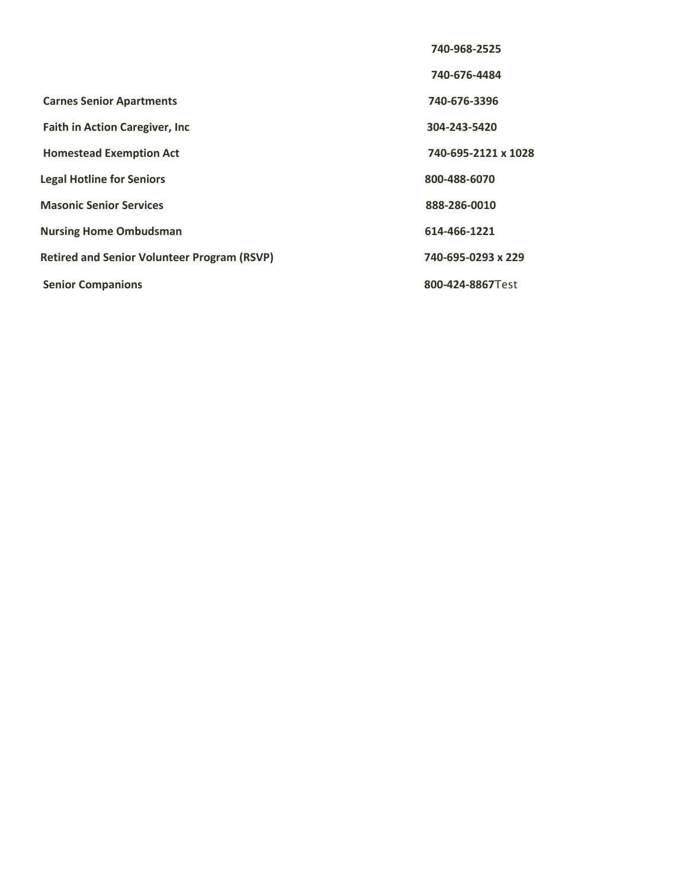| | |
|---|---|
| | **740-968-2525** |
| | **740-676-4484** |
| **Carnes Senior Apartments** | **740-676-3396** |
| **Faith in Action Caregiver, Inc** | **304-243-5420** |
| **Homestead Exemption Act** | **740-695-2121 x 1028** |
| **Legal Hotline for Seniors** | **800-488-6070** |
| **Masonic Senior Services** | **888-286-0010** |
| **Nursing Home Ombudsman** | **614-466-1221** |
| **Retired and Senior Volunteer Program (RSVP)** | **740-695-0293 x 229** |
| **Senior Companions** | **800-424-8867**Test |